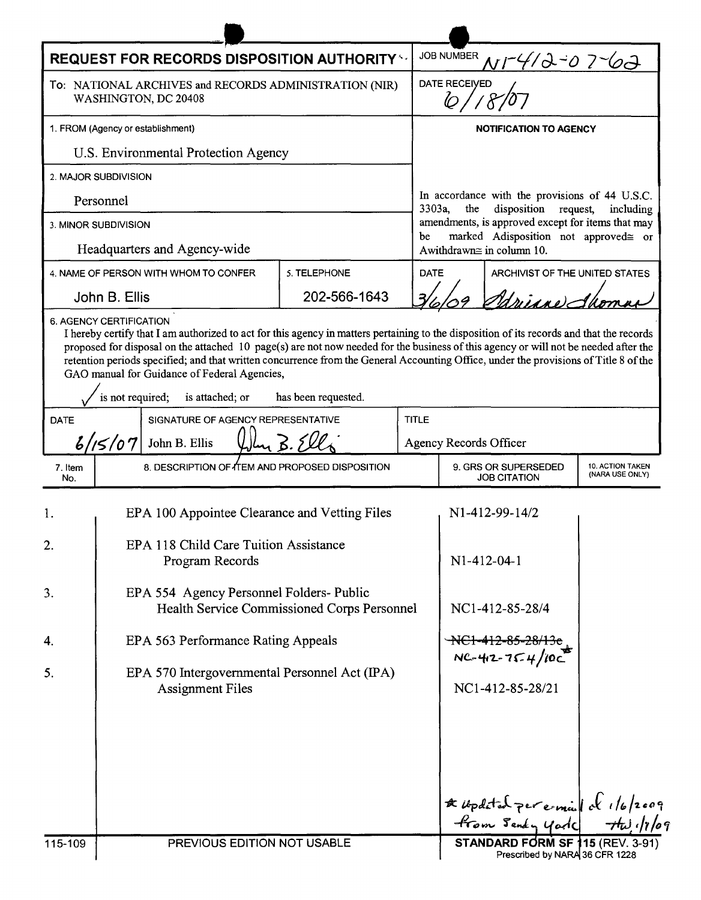# REQUEST FOR RECORDS DISPOSITION AUTHORITY

JOB NUMBER: N1-412-07-62

To: NATIONAL ARCHIVES and RECORDS ADMINISTRATION (NIR)
WASHINGTON, DC 20408

DATE RECEIVED: 6/18/07

1. FROM (Agency or establishment)

U.S. Environmental Protection Agency

2. MAJOR SUBDIVISION

Personnel

3. MINOR SUBDIVISION

Headquarters and Agency-wide

4. NAME OF PERSON WITH WHOM TO CONFER: John B. Ellis

5. TELEPHONE: 202-566-1643

**NOTIFICATION TO AGENCY**

In accordance with the provisions of 44 U.S.C. 3303a, the disposition request, including amendments, is approved except for items that may be marked Adisposition not approved≅ or Awithdrawn≅ in column 10.

DATE: 3/6/09

ARCHIVIST OF THE UNITED STATES: Adrienne Thomas

6. AGENCY CERTIFICATION

I hereby certify that I am authorized to act for this agency in matters pertaining to the disposition of its records and that the records proposed for disposal on the attached 10 page(s) are not now needed for the business of this agency or will not be needed after the retention periods specified; and that written concurrence from the General Accounting Office, under the provisions of Title 8 of the GAO manual for Guidance of Federal Agencies,

✓ is not required; is attached; or has been requested.

| DATE | SIGNATURE OF AGENCY REPRESENTATIVE | TITLE |
|---|---|---|
| 6/15/07 | John B. Ellis | Agency Records Officer |

| 7. Item No. | 8. DESCRIPTION OF ITEM AND PROPOSED DISPOSITION | 9. GRS OR SUPERSEDED JOB CITATION | 10. ACTION TAKEN (NARA USE ONLY) |
|---|---|---|---|
| 1. | EPA 100 Appointee Clearance and Vetting Files | N1-412-99-14/2 | |
| 2. | EPA 118 Child Care Tuition Assistance Program Records | N1-412-04-1 | |
| 3. | EPA 554 Agency Personnel Folders- Public Health Service Commissioned Corps Personnel | NC1-412-85-28/4 | |
| 4. | EPA 563 Performance Rating Appeals | ~~NC1-412-85-28/13e~~ NC-412-75-4/10c* | |
| 5. | EPA 570 Intergovernmental Personnel Act (IPA) Assignment Files | NC1-412-85-28/21 | |

* Updated per email of 1/6/2009 from Sandy Yorke  1/7/09

115-109 PREVIOUS EDITION NOT USABLE

STANDARD FORM SF 115 (REV. 3-91)
Prescribed by NARA 36 CFR 1228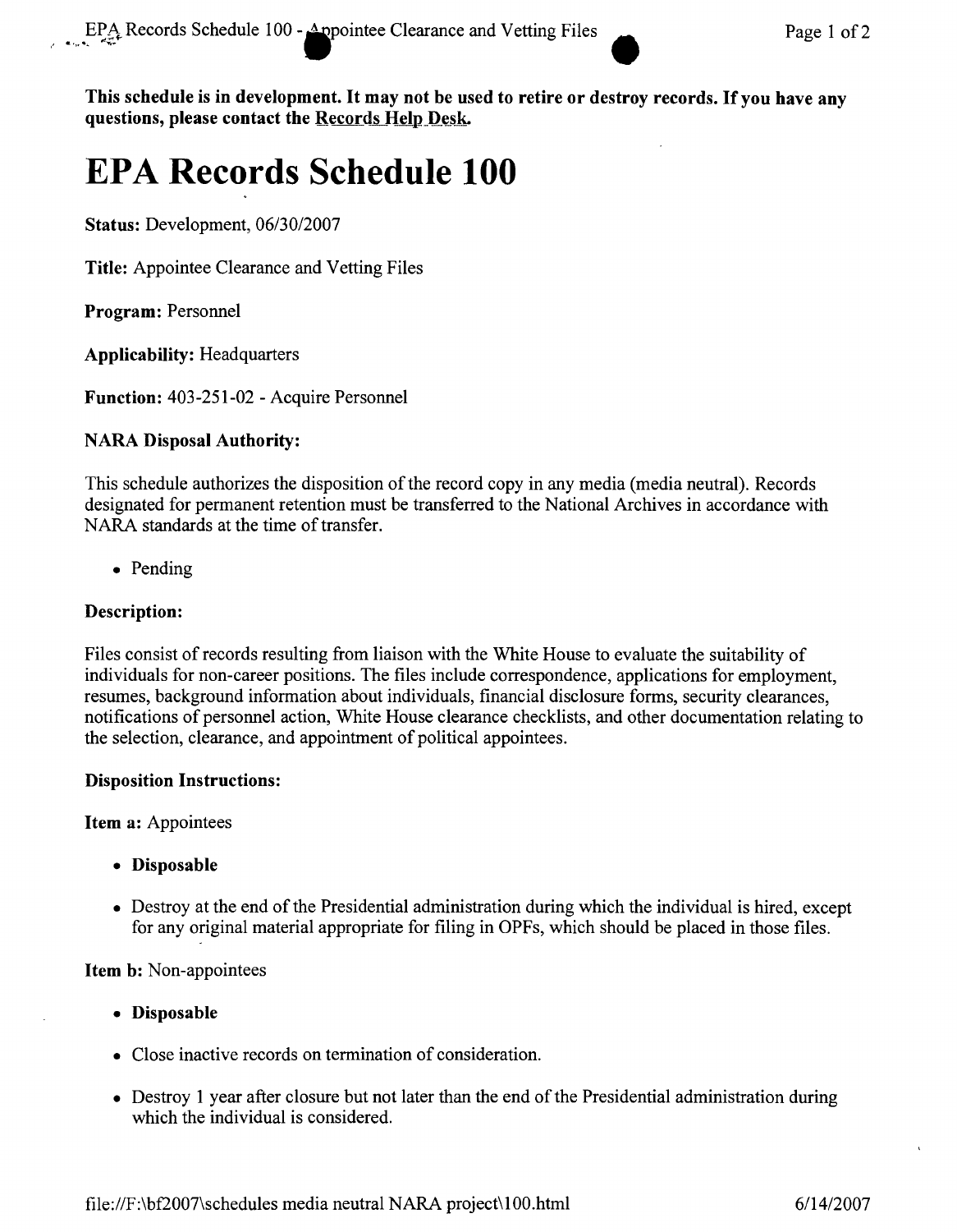**This schedule is in development. It may not be used to retire or destroy records. If you have any questions, please contact the Records Help Desk.**

# EPA Records Schedule 100

**Status:** Development, 06/30/2007

**Title:** Appointee Clearance and Vetting Files

**Program:** Personnel

**Applicability:** Headquarters

**Function:** 403-251-02 - Acquire Personnel

**NARA Disposal Authority:**

This schedule authorizes the disposition of the record copy in any media (media neutral). Records designated for permanent retention must be transferred to the National Archives in accordance with NARA standards at the time of transfer.

- Pending

**Description:**

Files consist of records resulting from liaison with the White House to evaluate the suitability of individuals for non-career positions. The files include correspondence, applications for employment, resumes, background information about individuals, financial disclosure forms, security clearances, notifications of personnel action, White House clearance checklists, and other documentation relating to the selection, clearance, and appointment of political appointees.

**Disposition Instructions:**

**Item a:** Appointees

- **Disposable**
- Destroy at the end of the Presidential administration during which the individual is hired, except for any original material appropriate for filing in OPFs, which should be placed in those files.

**Item b:** Non-appointees

- **Disposable**
- Close inactive records on termination of consideration.
- Destroy 1 year after closure but not later than the end of the Presidential administration during which the individual is considered.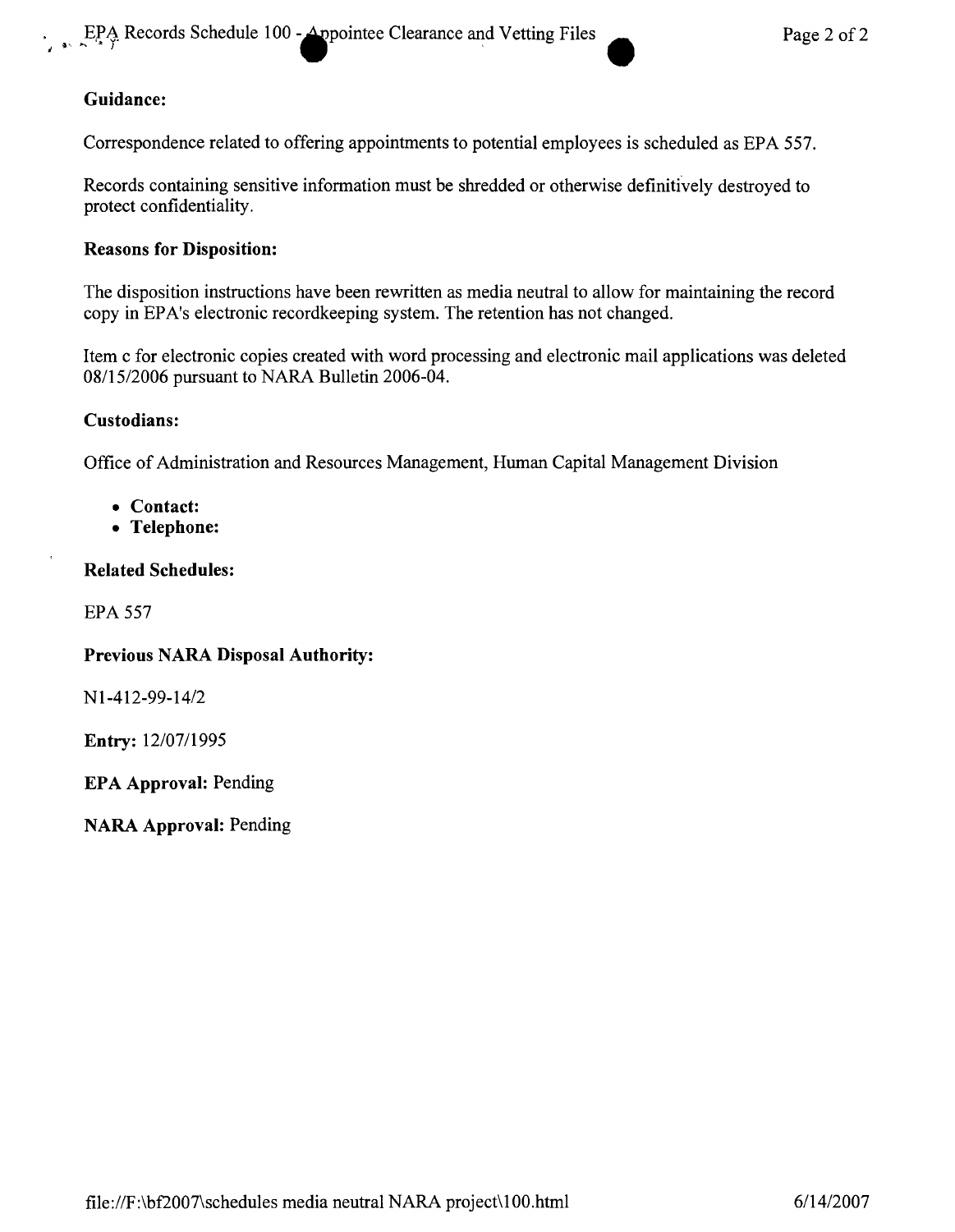**Guidance:**

Correspondence related to offering appointments to potential employees is scheduled as EPA 557.

Records containing sensitive information must be shredded or otherwise definitively destroyed to protect confidentiality.

**Reasons for Disposition:**

The disposition instructions have been rewritten as media neutral to allow for maintaining the record copy in EPA's electronic recordkeeping system. The retention has not changed.

Item c for electronic copies created with word processing and electronic mail applications was deleted 08/15/2006 pursuant to NARA Bulletin 2006-04.

**Custodians:**

Office of Administration and Resources Management, Human Capital Management Division

- **Contact:**
- **Telephone:**

**Related Schedules:**

EPA 557

**Previous NARA Disposal Authority:**

N1-412-99-14/2

**Entry:** 12/07/1995

**EPA Approval:** Pending

**NARA Approval:** Pending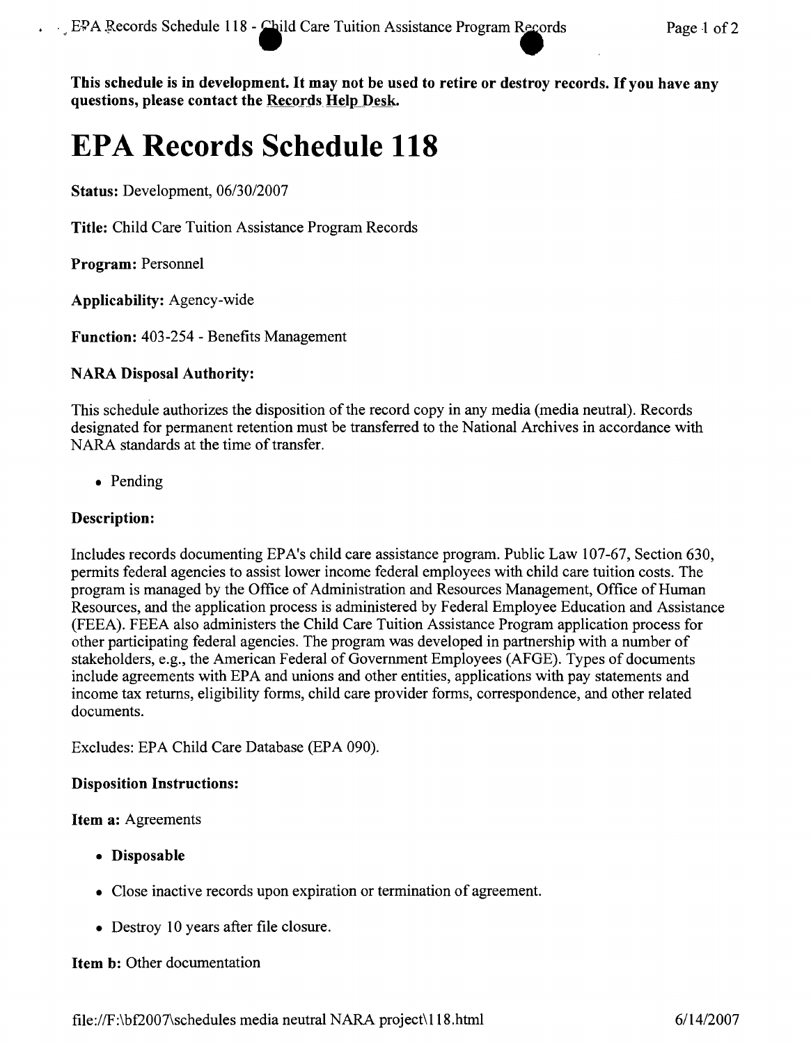**This schedule is in development. It may not be used to retire or destroy records. If you have any questions, please contact the Records Help Desk.**

# EPA Records Schedule 118

**Status:** Development, 06/30/2007

**Title:** Child Care Tuition Assistance Program Records

**Program:** Personnel

**Applicability:** Agency-wide

**Function:** 403-254 - Benefits Management

**NARA Disposal Authority:**

This schedule authorizes the disposition of the record copy in any media (media neutral). Records designated for permanent retention must be transferred to the National Archives in accordance with NARA standards at the time of transfer.

- Pending

**Description:**

Includes records documenting EPA's child care assistance program. Public Law 107-67, Section 630, permits federal agencies to assist lower income federal employees with child care tuition costs. The program is managed by the Office of Administration and Resources Management, Office of Human Resources, and the application process is administered by Federal Employee Education and Assistance (FEEA). FEEA also administers the Child Care Tuition Assistance Program application process for other participating federal agencies. The program was developed in partnership with a number of stakeholders, e.g., the American Federal of Government Employees (AFGE). Types of documents include agreements with EPA and unions and other entities, applications with pay statements and income tax returns, eligibility forms, child care provider forms, correspondence, and other related documents.

Excludes: EPA Child Care Database (EPA 090).

**Disposition Instructions:**

**Item a:** Agreements

- **Disposable**
- Close inactive records upon expiration or termination of agreement.
- Destroy 10 years after file closure.

**Item b:** Other documentation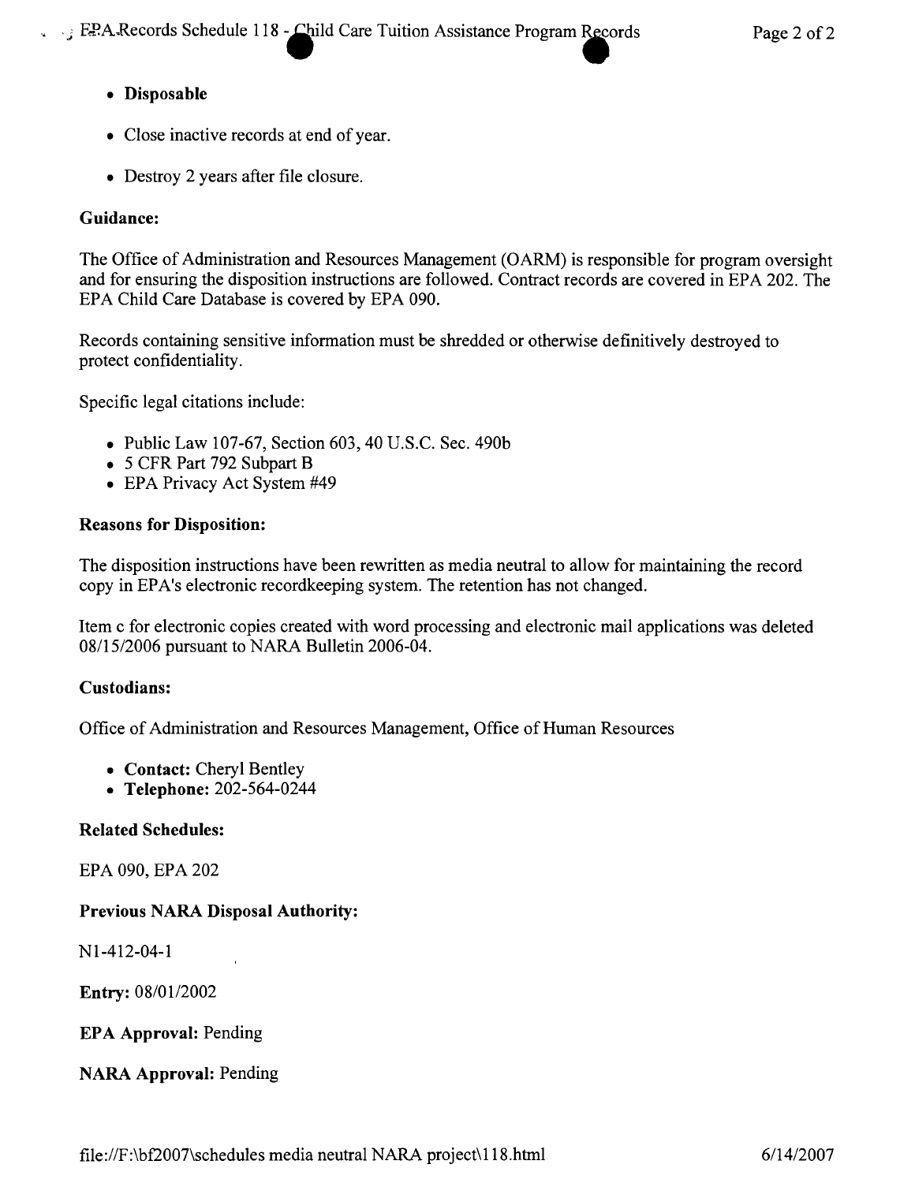- **Disposable**
- Close inactive records at end of year.
- Destroy 2 years after file closure.

**Guidance:**

The Office of Administration and Resources Management (OARM) is responsible for program oversight and for ensuring the disposition instructions are followed. Contract records are covered in EPA 202. The EPA Child Care Database is covered by EPA 090.

Records containing sensitive information must be shredded or otherwise definitively destroyed to protect confidentiality.

Specific legal citations include:

- Public Law 107-67, Section 603, 40 U.S.C. Sec. 490b
- 5 CFR Part 792 Subpart B
- EPA Privacy Act System #49

**Reasons for Disposition:**

The disposition instructions have been rewritten as media neutral to allow for maintaining the record copy in EPA's electronic recordkeeping system. The retention has not changed.

Item c for electronic copies created with word processing and electronic mail applications was deleted 08/15/2006 pursuant to NARA Bulletin 2006-04.

**Custodians:**

Office of Administration and Resources Management, Office of Human Resources

- **Contact:** Cheryl Bentley
- **Telephone:** 202-564-0244

**Related Schedules:**

EPA 090, EPA 202

**Previous NARA Disposal Authority:**

N1-412-04-1

**Entry:** 08/01/2002

**EPA Approval:** Pending

**NARA Approval:** Pending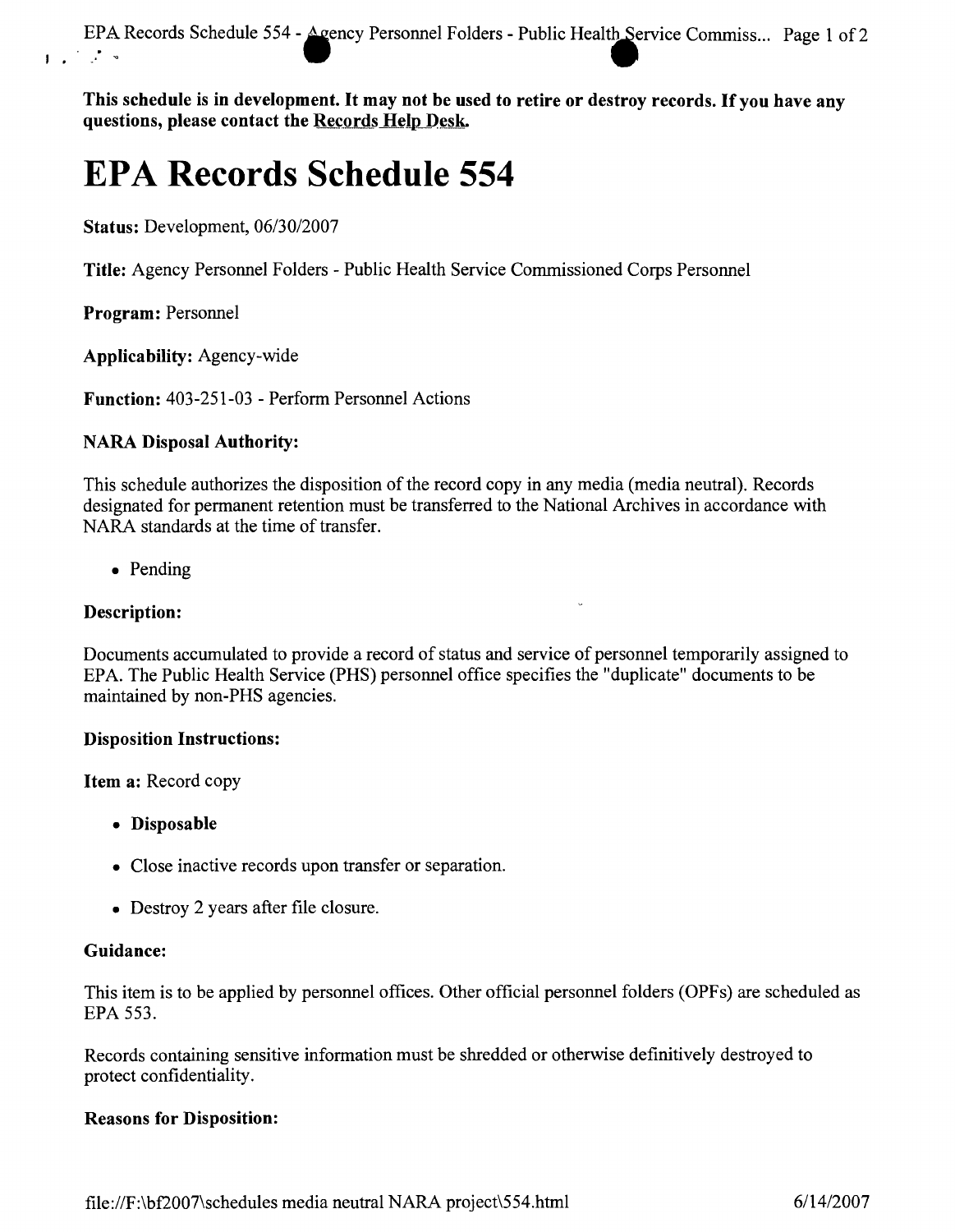**This schedule is in development. It may not be used to retire or destroy records. If you have any questions, please contact the Records Help Desk.**

# EPA Records Schedule 554

**Status:** Development, 06/30/2007

**Title:** Agency Personnel Folders - Public Health Service Commissioned Corps Personnel

**Program:** Personnel

**Applicability:** Agency-wide

**Function:** 403-251-03 - Perform Personnel Actions

**NARA Disposal Authority:**

This schedule authorizes the disposition of the record copy in any media (media neutral). Records designated for permanent retention must be transferred to the National Archives in accordance with NARA standards at the time of transfer.

- Pending

**Description:**

Documents accumulated to provide a record of status and service of personnel temporarily assigned to EPA. The Public Health Service (PHS) personnel office specifies the "duplicate" documents to be maintained by non-PHS agencies.

**Disposition Instructions:**

**Item a:** Record copy

- **Disposable**
- Close inactive records upon transfer or separation.
- Destroy 2 years after file closure.

**Guidance:**

This item is to be applied by personnel offices. Other official personnel folders (OPFs) are scheduled as EPA 553.

Records containing sensitive information must be shredded or otherwise definitively destroyed to protect confidentiality.

**Reasons for Disposition:**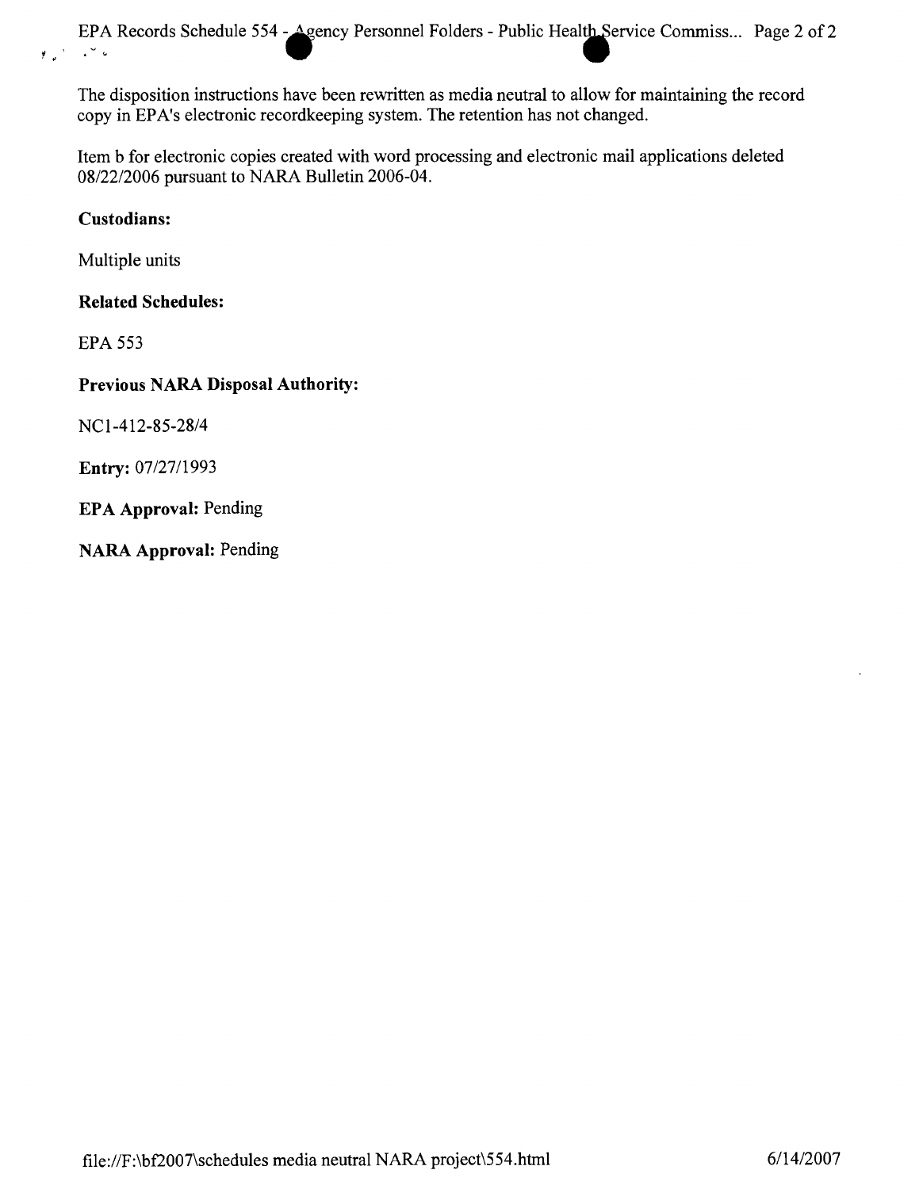The disposition instructions have been rewritten as media neutral to allow for maintaining the record copy in EPA's electronic recordkeeping system. The retention has not changed.

Item b for electronic copies created with word processing and electronic mail applications deleted 08/22/2006 pursuant to NARA Bulletin 2006-04.

**Custodians:**

Multiple units

**Related Schedules:**

EPA 553

**Previous NARA Disposal Authority:**

NC1-412-85-28/4

**Entry:** 07/27/1993

**EPA Approval:** Pending

**NARA Approval:** Pending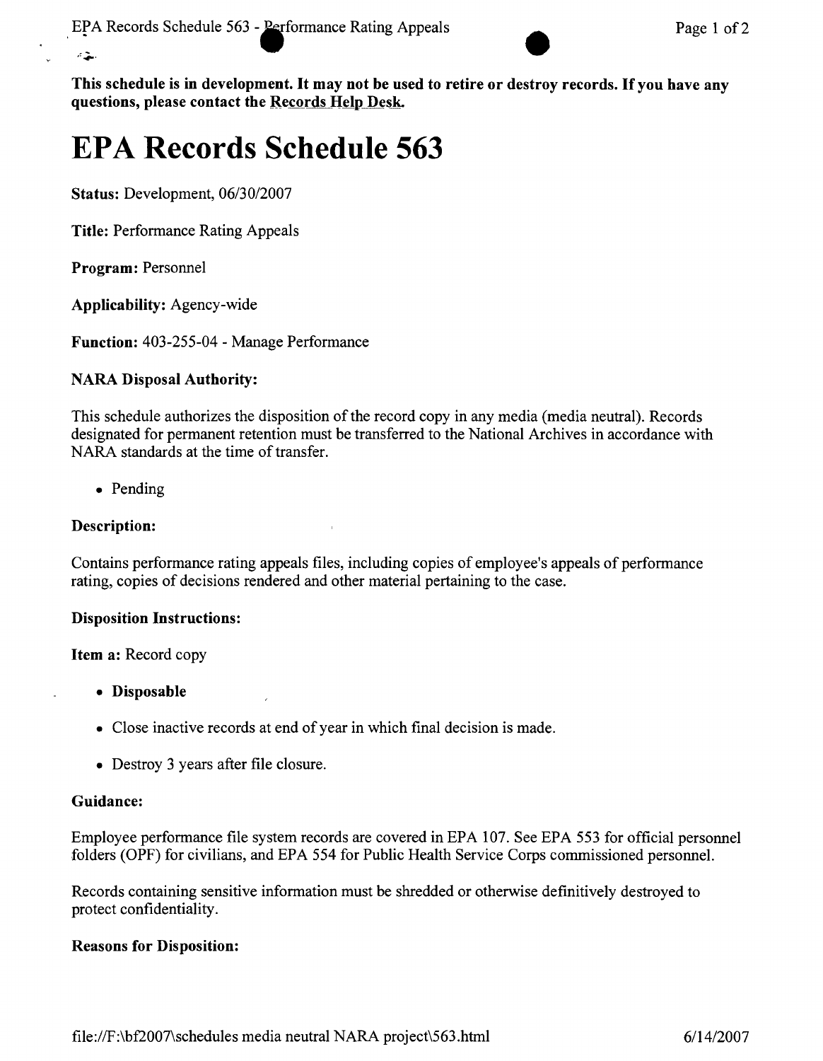**This schedule is in development. It may not be used to retire or destroy records. If you have any questions, please contact the Records Help Desk.**

# EPA Records Schedule 563

**Status:** Development, 06/30/2007

**Title:** Performance Rating Appeals

**Program:** Personnel

**Applicability:** Agency-wide

**Function:** 403-255-04 - Manage Performance

**NARA Disposal Authority:**

This schedule authorizes the disposition of the record copy in any media (media neutral). Records designated for permanent retention must be transferred to the National Archives in accordance with NARA standards at the time of transfer.

- Pending

**Description:**

Contains performance rating appeals files, including copies of employee's appeals of performance rating, copies of decisions rendered and other material pertaining to the case.

**Disposition Instructions:**

**Item a:** Record copy

- **Disposable**
- Close inactive records at end of year in which final decision is made.
- Destroy 3 years after file closure.

**Guidance:**

Employee performance file system records are covered in EPA 107. See EPA 553 for official personnel folders (OPF) for civilians, and EPA 554 for Public Health Service Corps commissioned personnel.

Records containing sensitive information must be shredded or otherwise definitively destroyed to protect confidentiality.

**Reasons for Disposition:**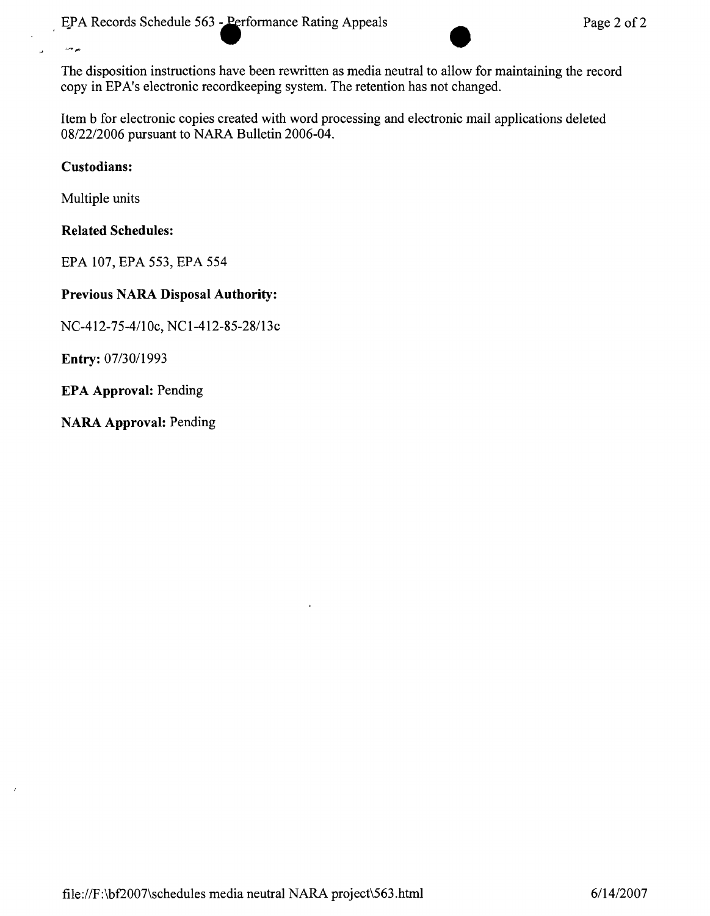The disposition instructions have been rewritten as media neutral to allow for maintaining the record copy in EPA's electronic recordkeeping system. The retention has not changed.

Item b for electronic copies created with word processing and electronic mail applications deleted 08/22/2006 pursuant to NARA Bulletin 2006-04.

**Custodians:**

Multiple units

**Related Schedules:**

EPA 107, EPA 553, EPA 554

**Previous NARA Disposal Authority:**

NC-412-75-4/10c, NC1-412-85-28/13c

**Entry:** 07/30/1993

**EPA Approval:** Pending

**NARA Approval:** Pending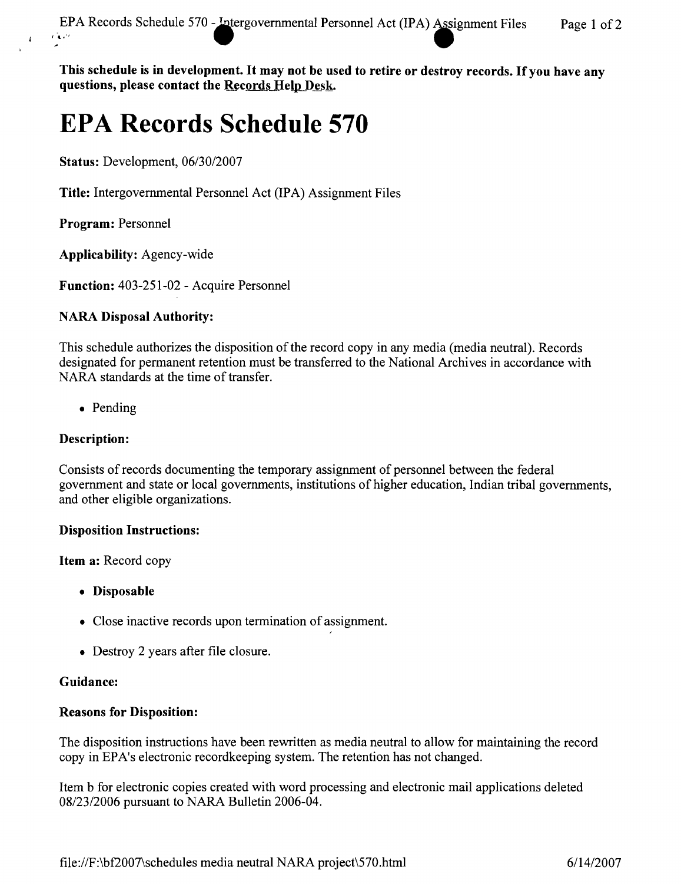**This schedule is in development. It may not be used to retire or destroy records. If you have any questions, please contact the Records Help Desk.**

# EPA Records Schedule 570

**Status:** Development, 06/30/2007

**Title:** Intergovernmental Personnel Act (IPA) Assignment Files

**Program:** Personnel

**Applicability:** Agency-wide

**Function:** 403-251-02 - Acquire Personnel

**NARA Disposal Authority:**

This schedule authorizes the disposition of the record copy in any media (media neutral). Records designated for permanent retention must be transferred to the National Archives in accordance with NARA standards at the time of transfer.

- Pending

**Description:**

Consists of records documenting the temporary assignment of personnel between the federal government and state or local governments, institutions of higher education, Indian tribal governments, and other eligible organizations.

**Disposition Instructions:**

**Item a:** Record copy

- **Disposable**
- Close inactive records upon termination of assignment.
- Destroy 2 years after file closure.

**Guidance:**

**Reasons for Disposition:**

The disposition instructions have been rewritten as media neutral to allow for maintaining the record copy in EPA's electronic recordkeeping system. The retention has not changed.

Item b for electronic copies created with word processing and electronic mail applications deleted 08/23/2006 pursuant to NARA Bulletin 2006-04.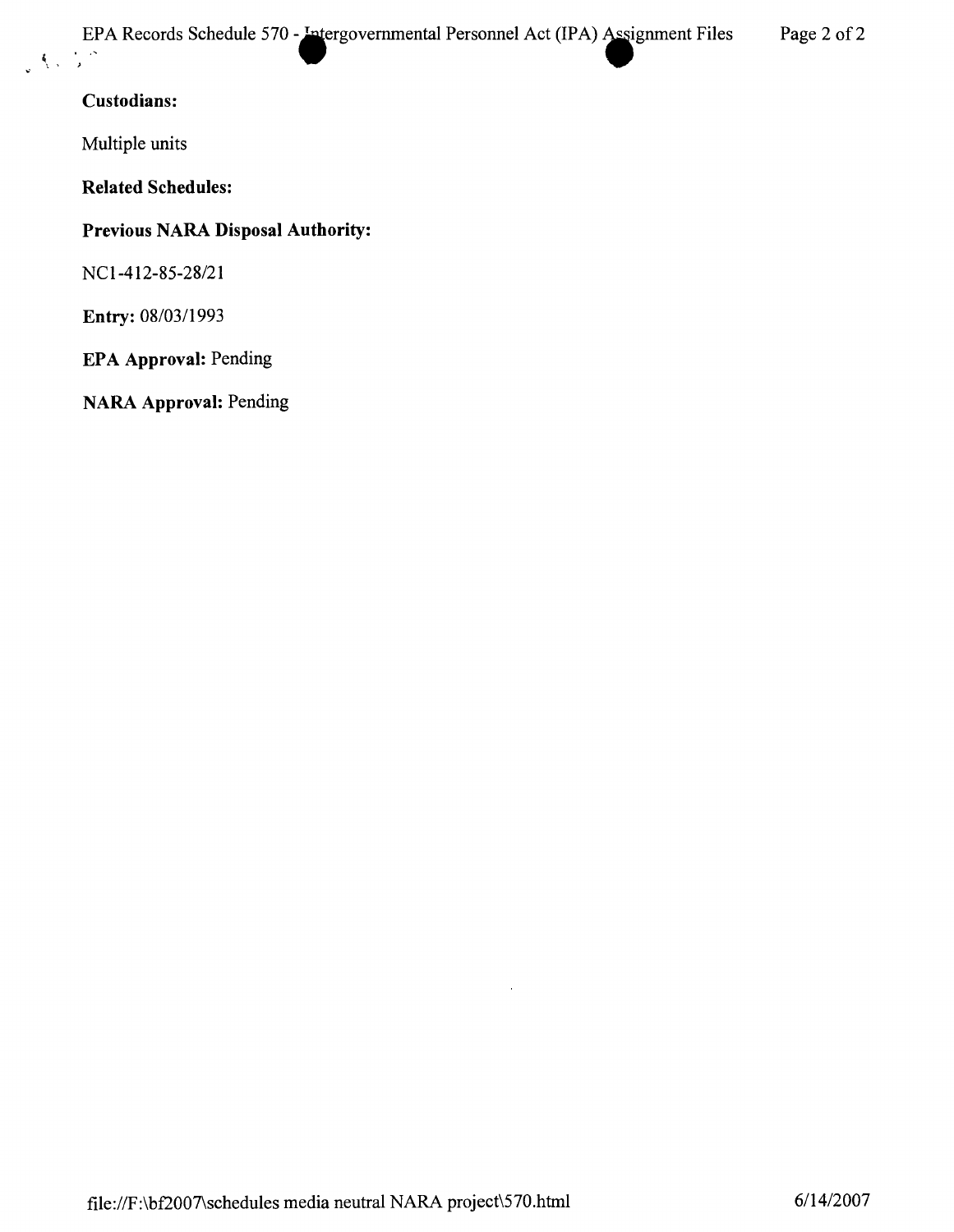**Custodians:**

Multiple units

**Related Schedules:**

**Previous NARA Disposal Authority:**

NC1-412-85-28/21

**Entry:** 08/03/1993

**EPA Approval:** Pending

**NARA Approval:** Pending